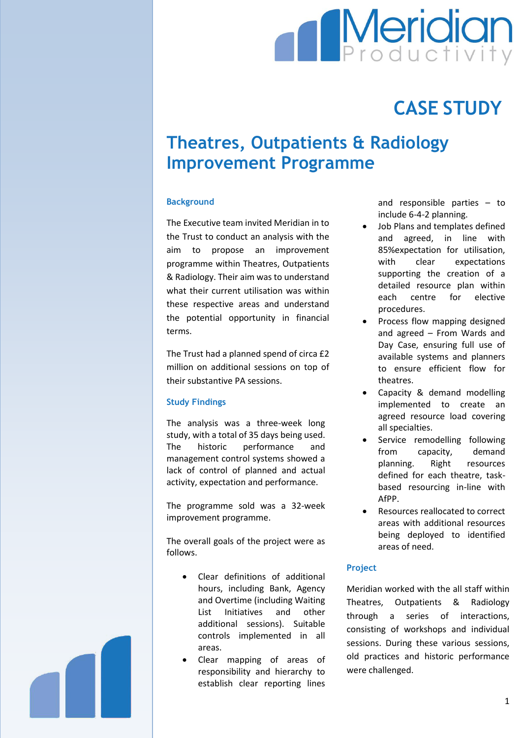# CASE STUDY

# Theatres, Outpatients & Radiology Improvement Programme

### Background

The Executive team invited Meridian in to the Trust to conduct an analysis with the aim to propose an improvement programme within Theatres, Outpatients & Radiology. Their aim was to understand what their current utilisation was within these respective areas and understand the potential opportunity in financial terms.

The Trust had a planned spend of circa £2 million on additional sessions on top of their substantive PA sessions.

### Study Findings

The analysis was a three-week long study, with a total of 35 days being used. The historic performance and management control systems showed a lack of control of planned and actual activity, expectation and performance.

The programme sold was a 32-week improvement programme.

The overall goals of the project were as follows.

- Clear definitions of additional hours, including Bank, Agency and Overtime (including Waiting List Initiatives and other additional sessions). Suitable controls implemented in all areas.
- Clear mapping of areas of responsibility and hierarchy to establish clear reporting lines and responsible parties – to include 6-4-2 planning.
- Job Plans and templates defined and agreed, in line with 85%expectation for utilisation, with clear expectations supporting the creation of a detailed resource plan within each centre for elective procedures.
- Process flow mapping designed and agreed – From Wards and Day Case, ensuring full use of available systems and planners to ensure efficient flow for theatres.
- Capacity & demand modelling implemented to create an agreed resource load covering all specialties.
- Service remodelling following from capacity, demand planning. Right resources defined for each theatre, task-based resourcing in-line with AfPP.
- Resources reallocated to correct areas with additional resources being deployed to identified areas of need.

### Project

Meridian worked with the all staff within Theatres, Outpatients & Radiology through a series of interactions, consisting of workshops and individual sessions. During these various sessions, old practices and historic performance were challenged.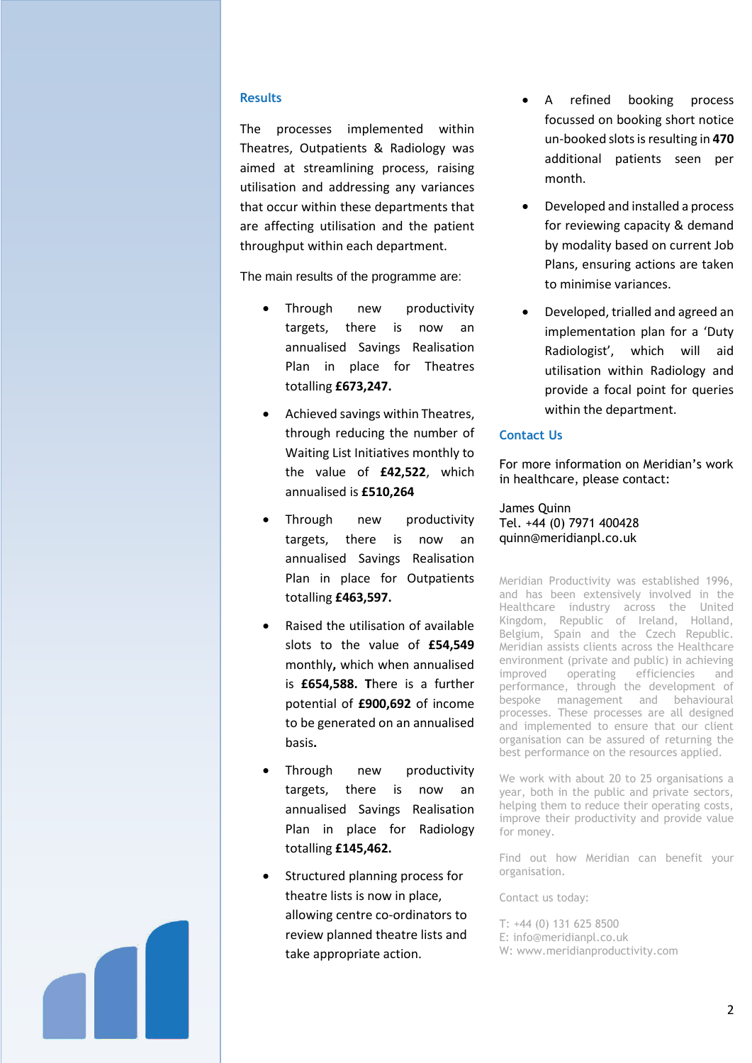## Results

The processes implemented within Theatres, Outpatients & Radiology was aimed at streamlining process, raising utilisation and addressing any variances that occur within these departments that are affecting utilisation and the patient throughput within each department.

The main results of the programme are:

- Through new productivity targets, there is now an annualised Savings Realisation Plan in place for Theatres totalling **£673,247.**
- Achieved savings within Theatres, through reducing the number of Waiting List Initiatives monthly to the value of **£42,522**, which annualised is **£510,264**
- Through new productivity targets, there is now an annualised Savings Realisation Plan in place for Outpatients totalling **£463,597.**
- Raised the utilisation of available slots to the value of **£54,549** monthly**,** which when annualised is **£654,588. T**here is a further potential of **£900,692** of income to be generated on an annualised basis**.**
- Through new productivity targets, there is now an annualised Savings Realisation Plan in place for Radiology totalling **£145,462.**
- Structured planning process for theatre lists is now in place, allowing centre co-ordinators to review planned theatre lists and take appropriate action.
- A refined booking process focussed on booking short notice un-booked slots is resulting in **470** additional patients seen per month.
- Developed and installed a process for reviewing capacity & demand by modality based on current Job Plans, ensuring actions are taken to minimise variances.
- Developed, trialled and agreed an implementation plan for a 'Duty Radiologist', which will aid utilisation within Radiology and provide a focal point for queries within the department.

## Contact Us

For more information on Meridian's work in healthcare, please contact:

James Quinn
Tel. +44 (0) 7971 400428
quinn@meridianpl.co.uk

Meridian Productivity was established 1996, and has been extensively involved in the Healthcare industry across the United Kingdom, Republic of Ireland, Holland, Belgium, Spain and the Czech Republic. Meridian assists clients across the Healthcare environment (private and public) in achieving improved operating efficiencies and performance, through the development of bespoke management and behavioural processes. These processes are all designed and implemented to ensure that our client organisation can be assured of returning the best performance on the resources applied.

We work with about 20 to 25 organisations a year, both in the public and private sectors, helping them to reduce their operating costs, improve their productivity and provide value for money.

Find out how Meridian can benefit your organisation.

Contact us today:

T: +44 (0) 131 625 8500
E: info@meridianpl.co.uk
W: www.meridianproductivity.com